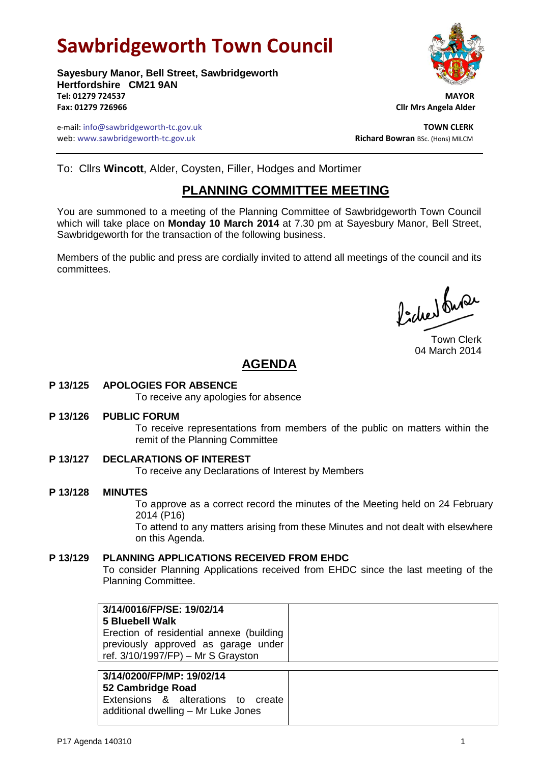# Sawbridgeworth Town Council

**Sayesbury Manor, Bell Street, Sawbridgeworth**
**Hertfordshire CM21 9AN**
**Tel: 01279 724537**
**Fax: 01279 726966**

**MAYOR**
**Cllr Mrs Angela Alder**

e-mail: info@sawbridgeworth-tc.gov.uk
web: www.sawbridgeworth-tc.gov.uk

**TOWN CLERK**
**Richard Bowran** BSc. (Hons) MILCM

To: Cllrs **Wincott**, Alder, Coysten, Filler, Hodges and Mortimer

## PLANNING COMMITTEE MEETING

You are summoned to a meeting of the Planning Committee of Sawbridgeworth Town Council which will take place on **Monday 10 March 2014** at 7.30 pm at Sayesbury Manor, Bell Street, Sawbridgeworth for the transaction of the following business.

Members of the public and press are cordially invited to attend all meetings of the council and its committees.

Town Clerk
04 March 2014

## AGENDA

**P 13/125 APOLOGIES FOR ABSENCE**
To receive any apologies for absence

**P 13/126 PUBLIC FORUM**
To receive representations from members of the public on matters within the remit of the Planning Committee

**P 13/127 DECLARATIONS OF INTEREST**
To receive any Declarations of Interest by Members

**P 13/128 MINUTES**
To approve as a correct record the minutes of the Meeting held on 24 February 2014 (P16)
To attend to any matters arising from these Minutes and not dealt with elsewhere on this Agenda.

**P 13/129 PLANNING APPLICATIONS RECEIVED FROM EHDC**
To consider Planning Applications received from EHDC since the last meeting of the Planning Committee.

| | |
|---|---|
| **3/14/0016/FP/SE: 19/02/14**<br>**5 Bluebell Walk**<br>Erection of residential annexe (building previously approved as garage under ref. 3/10/1997/FP) – Mr S Grayston | |

| | |
|---|---|
| **3/14/0200/FP/MP: 19/02/14**<br>**52 Cambridge Road**<br>Extensions & alterations to create additional dwelling – Mr Luke Jones | |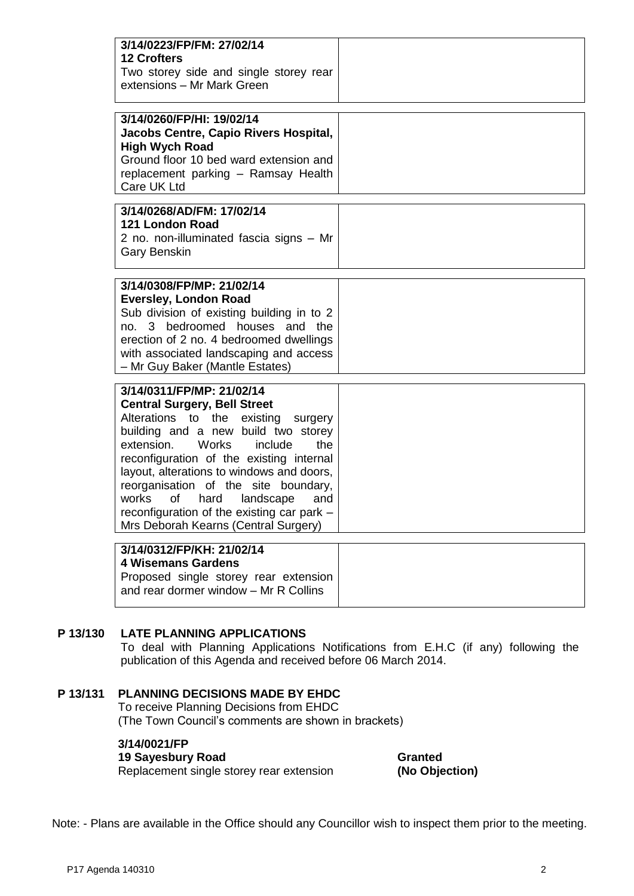| | |
|---|---|
| **3/14/0223/FP/FM: 27/02/14**<br>**12 Crofters**<br>Two storey side and single storey rear extensions – Mr Mark Green | |
| **3/14/0260/FP/HI: 19/02/14**<br>**Jacobs Centre, Capio Rivers Hospital, High Wych Road**<br>Ground floor 10 bed ward extension and replacement parking – Ramsay Health Care UK Ltd | |
| **3/14/0268/AD/FM: 17/02/14**<br>**121 London Road**<br>2 no. non-illuminated fascia signs – Mr Gary Benskin | |
| **3/14/0308/FP/MP: 21/02/14**<br>**Eversley, London Road**<br>Sub division of existing building in to 2 no. 3 bedroomed houses and the erection of 2 no. 4 bedroomed dwellings with associated landscaping and access – Mr Guy Baker (Mantle Estates) | |
| **3/14/0311/FP/MP: 21/02/14**<br>**Central Surgery, Bell Street**<br>Alterations to the existing surgery building and a new build two storey extension. Works include the reconfiguration of the existing internal layout, alterations to windows and doors, reorganisation of the site boundary, works of hard landscape and reconfiguration of the existing car park – Mrs Deborah Kearns (Central Surgery) | |
| **3/14/0312/FP/KH: 21/02/14**<br>**4 Wisemans Gardens**<br>Proposed single storey rear extension and rear dormer window – Mr R Collins | |

**P 13/130 LATE PLANNING APPLICATIONS**

To deal with Planning Applications Notifications from E.H.C (if any) following the publication of this Agenda and received before 06 March 2014.

**P 13/131 PLANNING DECISIONS MADE BY EHDC**

To receive Planning Decisions from EHDC
(The Town Council's comments are shown in brackets)

**3/14/0021/FP**
**19 Sayesbury Road** — **Granted**
Replacement single storey rear extension — **(No Objection)**

Note: - Plans are available in the Office should any Councillor wish to inspect them prior to the meeting.